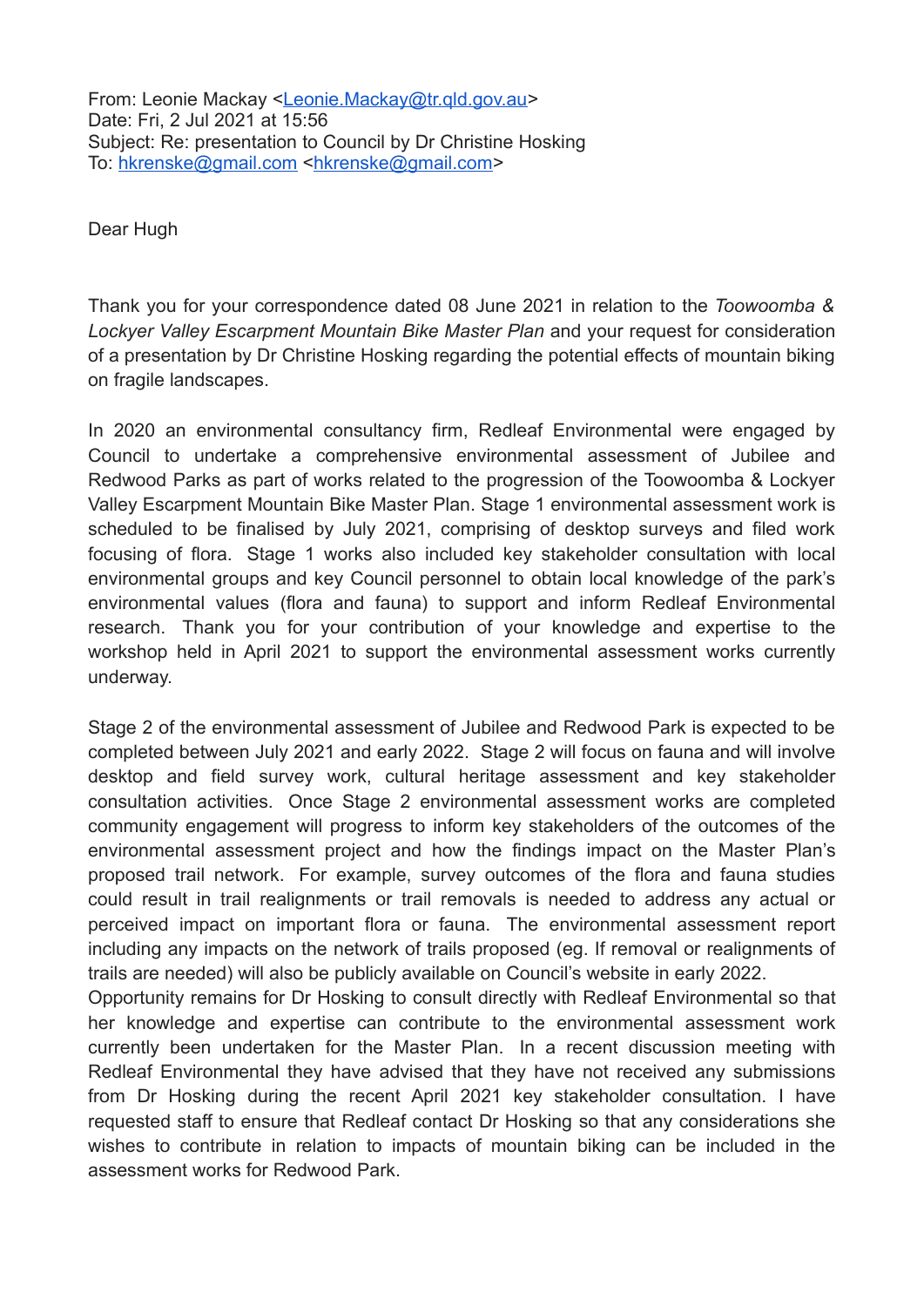From: Leonie Mackay <Leonie.Mackay@tr.qld.gov.au>
Date: Fri, 2 Jul 2021 at 15:56
Subject: Re: presentation to Council by Dr Christine Hosking
To: hkrenske@gmail.com <hkrenske@gmail.com>

Dear Hugh

Thank you for your correspondence dated 08 June 2021 in relation to the *Toowoomba & Lockyer Valley Escarpment Mountain Bike Master Plan* and your request for consideration of a presentation by Dr Christine Hosking regarding the potential effects of mountain biking on fragile landscapes.

In 2020 an environmental consultancy firm, Redleaf Environmental were engaged by Council to undertake a comprehensive environmental assessment of Jubilee and Redwood Parks as part of works related to the progression of the Toowoomba & Lockyer Valley Escarpment Mountain Bike Master Plan. Stage 1 environmental assessment work is scheduled to be finalised by July 2021, comprising of desktop surveys and filed work focusing of flora. Stage 1 works also included key stakeholder consultation with local environmental groups and key Council personnel to obtain local knowledge of the park's environmental values (flora and fauna) to support and inform Redleaf Environmental research. Thank you for your contribution of your knowledge and expertise to the workshop held in April 2021 to support the environmental assessment works currently underway.

Stage 2 of the environmental assessment of Jubilee and Redwood Park is expected to be completed between July 2021 and early 2022. Stage 2 will focus on fauna and will involve desktop and field survey work, cultural heritage assessment and key stakeholder consultation activities. Once Stage 2 environmental assessment works are completed community engagement will progress to inform key stakeholders of the outcomes of the environmental assessment project and how the findings impact on the Master Plan's proposed trail network. For example, survey outcomes of the flora and fauna studies could result in trail realignments or trail removals is needed to address any actual or perceived impact on important flora or fauna. The environmental assessment report including any impacts on the network of trails proposed (eg. If removal or realignments of trails are needed) will also be publicly available on Council's website in early 2022.
Opportunity remains for Dr Hosking to consult directly with Redleaf Environmental so that her knowledge and expertise can contribute to the environmental assessment work currently been undertaken for the Master Plan. In a recent discussion meeting with Redleaf Environmental they have advised that they have not received any submissions from Dr Hosking during the recent April 2021 key stakeholder consultation. I have requested staff to ensure that Redleaf contact Dr Hosking so that any considerations she wishes to contribute in relation to impacts of mountain biking can be included in the assessment works for Redwood Park.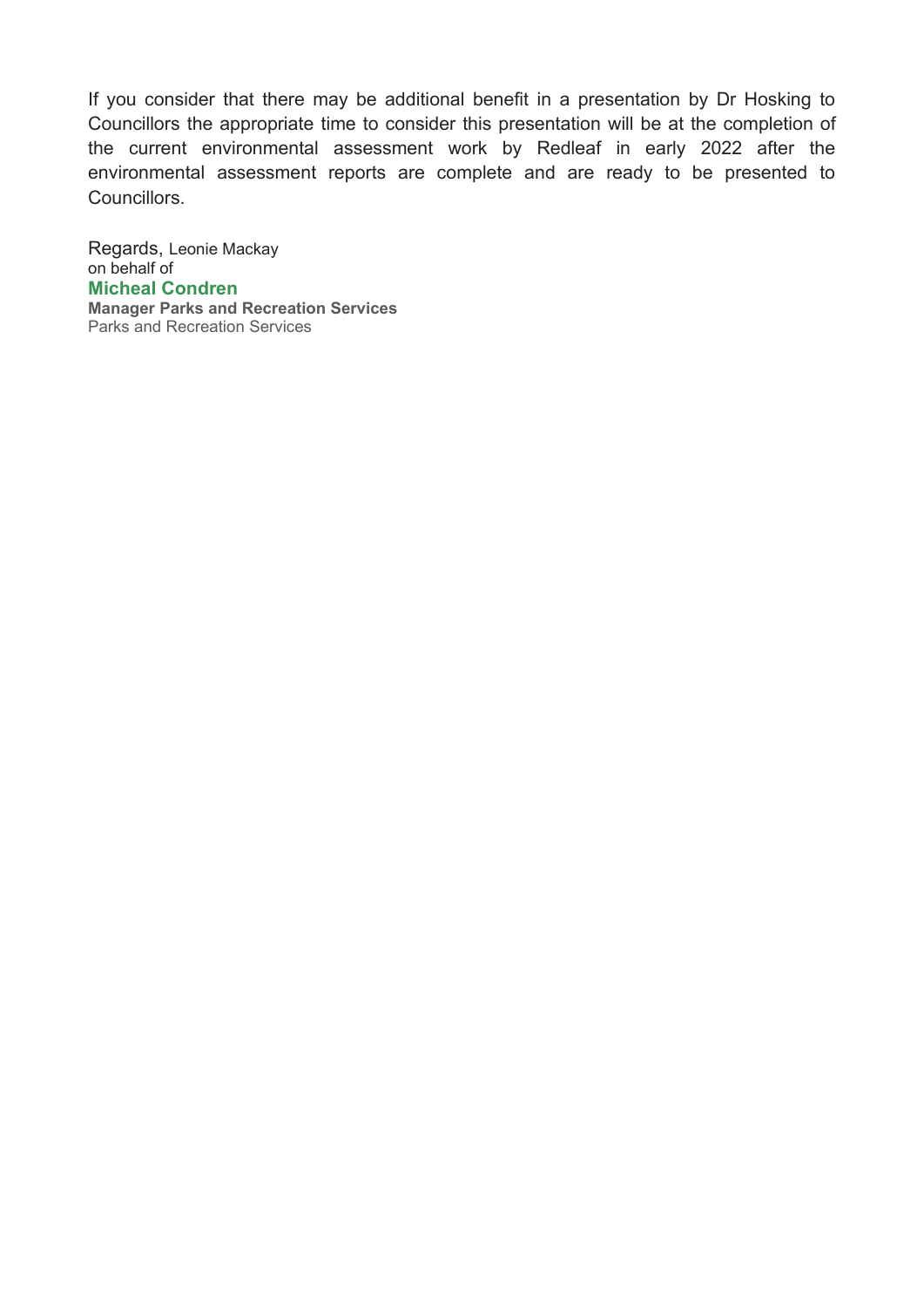If you consider that there may be additional benefit in a presentation by Dr Hosking to Councillors the appropriate time to consider this presentation will be at the completion of the current environmental assessment work by Redleaf in early 2022 after the environmental assessment reports are complete and are ready to be presented to Councillors.

Regards, Leonie Mackay
on behalf of
**Micheal Condren**
**Manager Parks and Recreation Services**
Parks and Recreation Services